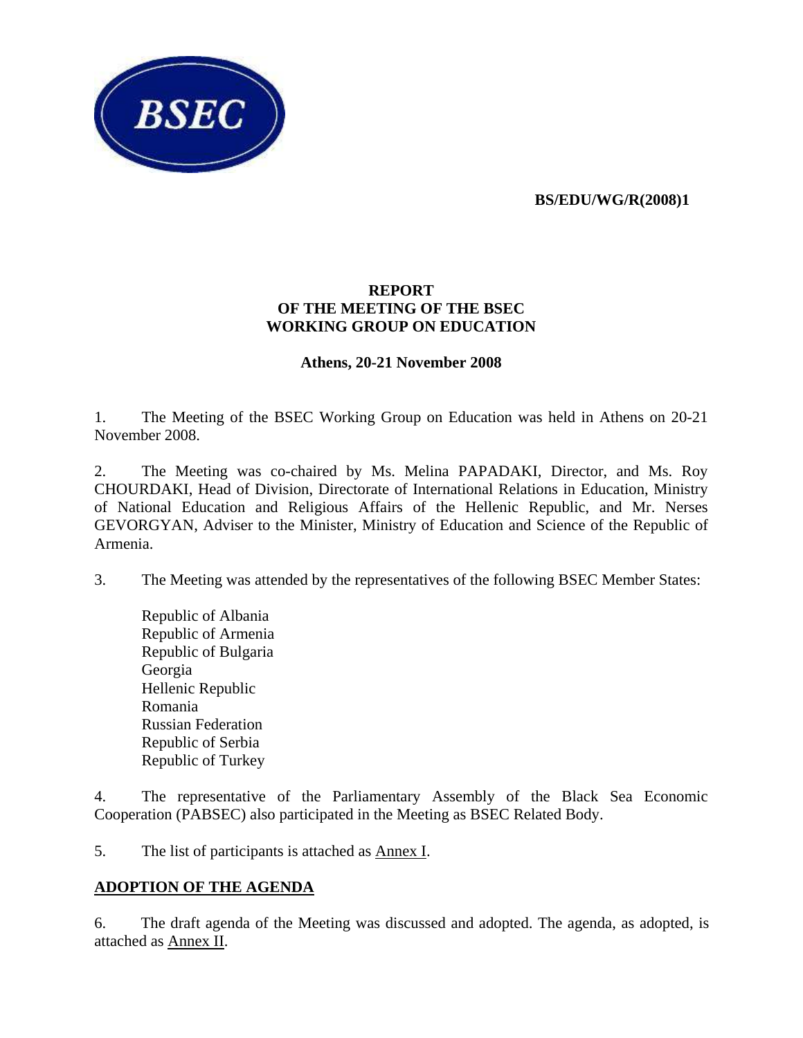**BS/EDU/WG/R(2008)1**

**REPORT**
**OF THE MEETING OF THE BSEC**
**WORKING GROUP ON EDUCATION**

**Athens, 20-21 November 2008**

1. The Meeting of the BSEC Working Group on Education was held in Athens on 20-21 November 2008.

2. The Meeting was co-chaired by Ms. Melina PAPADAKI, Director, and Ms. Roy CHOURDAKI, Head of Division, Directorate of International Relations in Education, Ministry of National Education and Religious Affairs of the Hellenic Republic, and Mr. Nerses GEVORGYAN, Adviser to the Minister, Ministry of Education and Science of the Republic of Armenia.

3. The Meeting was attended by the representatives of the following BSEC Member States:

Republic of Albania
Republic of Armenia
Republic of Bulgaria
Georgia
Hellenic Republic
Romania
Russian Federation
Republic of Serbia
Republic of Turkey

4. The representative of the Parliamentary Assembly of the Black Sea Economic Cooperation (PABSEC) also participated in the Meeting as BSEC Related Body.

5. The list of participants is attached as Annex I.

## ADOPTION OF THE AGENDA

6. The draft agenda of the Meeting was discussed and adopted. The agenda, as adopted, is attached as Annex II.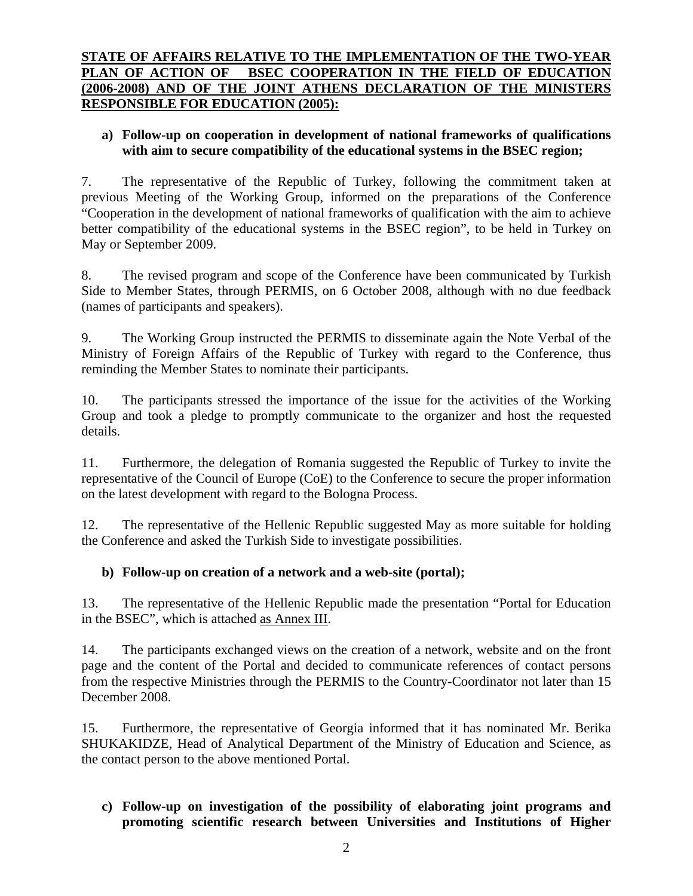**STATE OF AFFAIRS RELATIVE TO THE IMPLEMENTATION OF THE TWO-YEAR PLAN OF ACTION OF BSEC COOPERATION IN THE FIELD OF EDUCATION (2006-2008) AND OF THE JOINT ATHENS DECLARATION OF THE MINISTERS RESPONSIBLE FOR EDUCATION (2005):**

**a) Follow-up on cooperation in development of national frameworks of qualifications with aim to secure compatibility of the educational systems in the BSEC region;**

7. The representative of the Republic of Turkey, following the commitment taken at previous Meeting of the Working Group, informed on the preparations of the Conference "Cooperation in the development of national frameworks of qualification with the aim to achieve better compatibility of the educational systems in the BSEC region", to be held in Turkey on May or September 2009.

8. The revised program and scope of the Conference have been communicated by Turkish Side to Member States, through PERMIS, on 6 October 2008, although with no due feedback (names of participants and speakers).

9. The Working Group instructed the PERMIS to disseminate again the Note Verbal of the Ministry of Foreign Affairs of the Republic of Turkey with regard to the Conference, thus reminding the Member States to nominate their participants.

10. The participants stressed the importance of the issue for the activities of the Working Group and took a pledge to promptly communicate to the organizer and host the requested details.

11. Furthermore, the delegation of Romania suggested the Republic of Turkey to invite the representative of the Council of Europe (CoE) to the Conference to secure the proper information on the latest development with regard to the Bologna Process.

12. The representative of the Hellenic Republic suggested May as more suitable for holding the Conference and asked the Turkish Side to investigate possibilities.

**b) Follow-up on creation of a network and a web-site (portal);**

13. The representative of the Hellenic Republic made the presentation "Portal for Education in the BSEC", which is attached as Annex III.

14. The participants exchanged views on the creation of a network, website and on the front page and the content of the Portal and decided to communicate references of contact persons from the respective Ministries through the PERMIS to the Country-Coordinator not later than 15 December 2008.

15. Furthermore, the representative of Georgia informed that it has nominated Mr. Berika SHUKAKIDZE, Head of Analytical Department of the Ministry of Education and Science, as the contact person to the above mentioned Portal.

**c) Follow-up on investigation of the possibility of elaborating joint programs and promoting scientific research between Universities and Institutions of Higher**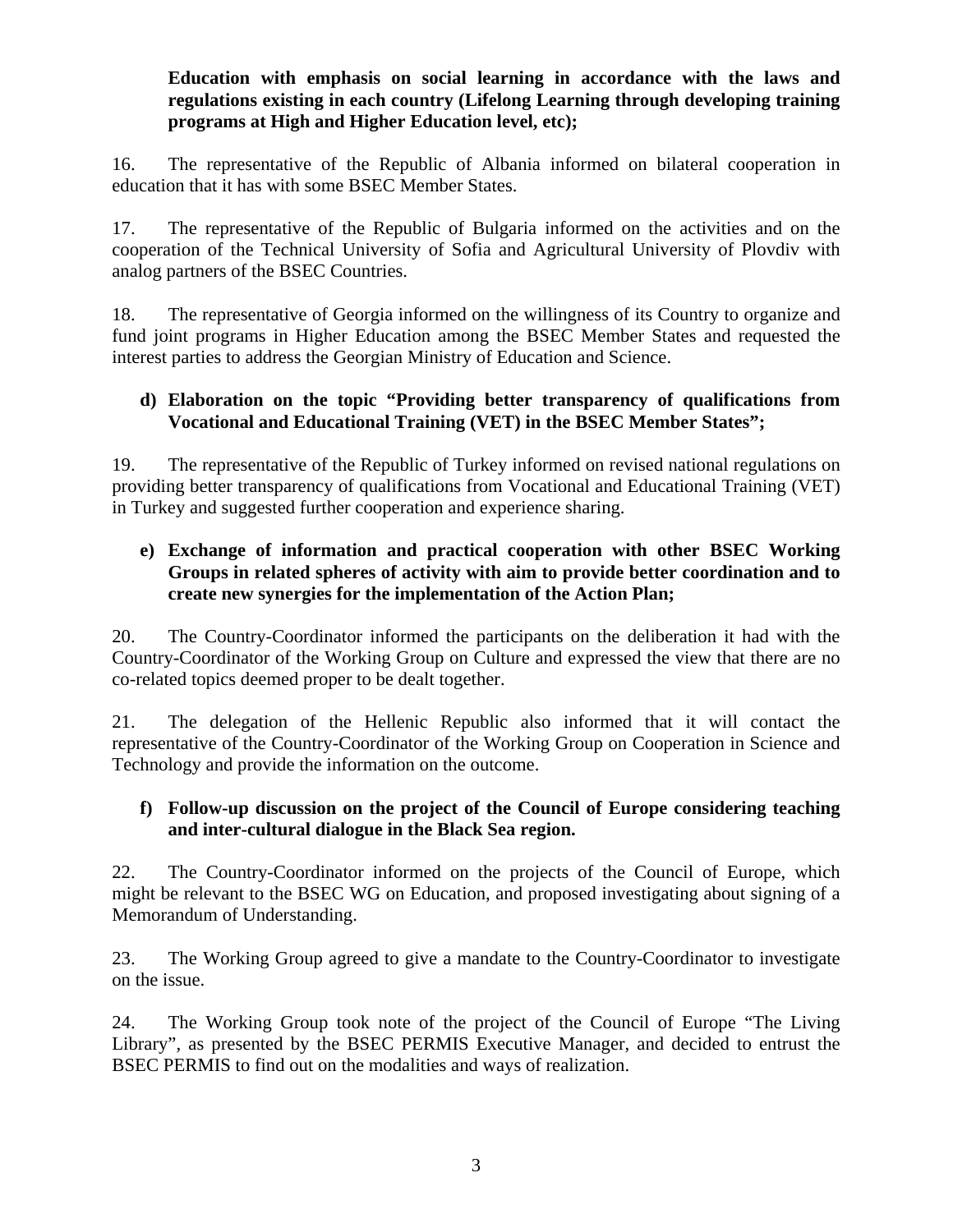**Education with emphasis on social learning in accordance with the laws and regulations existing in each country (Lifelong Learning through developing training programs at High and Higher Education level, etc);**

16. The representative of the Republic of Albania informed on bilateral cooperation in education that it has with some BSEC Member States.

17. The representative of the Republic of Bulgaria informed on the activities and on the cooperation of the Technical University of Sofia and Agricultural University of Plovdiv with analog partners of the BSEC Countries.

18. The representative of Georgia informed on the willingness of its Country to organize and fund joint programs in Higher Education among the BSEC Member States and requested the interest parties to address the Georgian Ministry of Education and Science.

**d) Elaboration on the topic "Providing better transparency of qualifications from Vocational and Educational Training (VET) in the BSEC Member States";**

19. The representative of the Republic of Turkey informed on revised national regulations on providing better transparency of qualifications from Vocational and Educational Training (VET) in Turkey and suggested further cooperation and experience sharing.

**e) Exchange of information and practical cooperation with other BSEC Working Groups in related spheres of activity with aim to provide better coordination and to create new synergies for the implementation of the Action Plan;**

20. The Country-Coordinator informed the participants on the deliberation it had with the Country-Coordinator of the Working Group on Culture and expressed the view that there are no co-related topics deemed proper to be dealt together.

21. The delegation of the Hellenic Republic also informed that it will contact the representative of the Country-Coordinator of the Working Group on Cooperation in Science and Technology and provide the information on the outcome.

**f) Follow-up discussion on the project of the Council of Europe considering teaching and inter-cultural dialogue in the Black Sea region.**

22. The Country-Coordinator informed on the projects of the Council of Europe, which might be relevant to the BSEC WG on Education, and proposed investigating about signing of a Memorandum of Understanding.

23. The Working Group agreed to give a mandate to the Country-Coordinator to investigate on the issue.

24. The Working Group took note of the project of the Council of Europe "The Living Library", as presented by the BSEC PERMIS Executive Manager, and decided to entrust the BSEC PERMIS to find out on the modalities and ways of realization.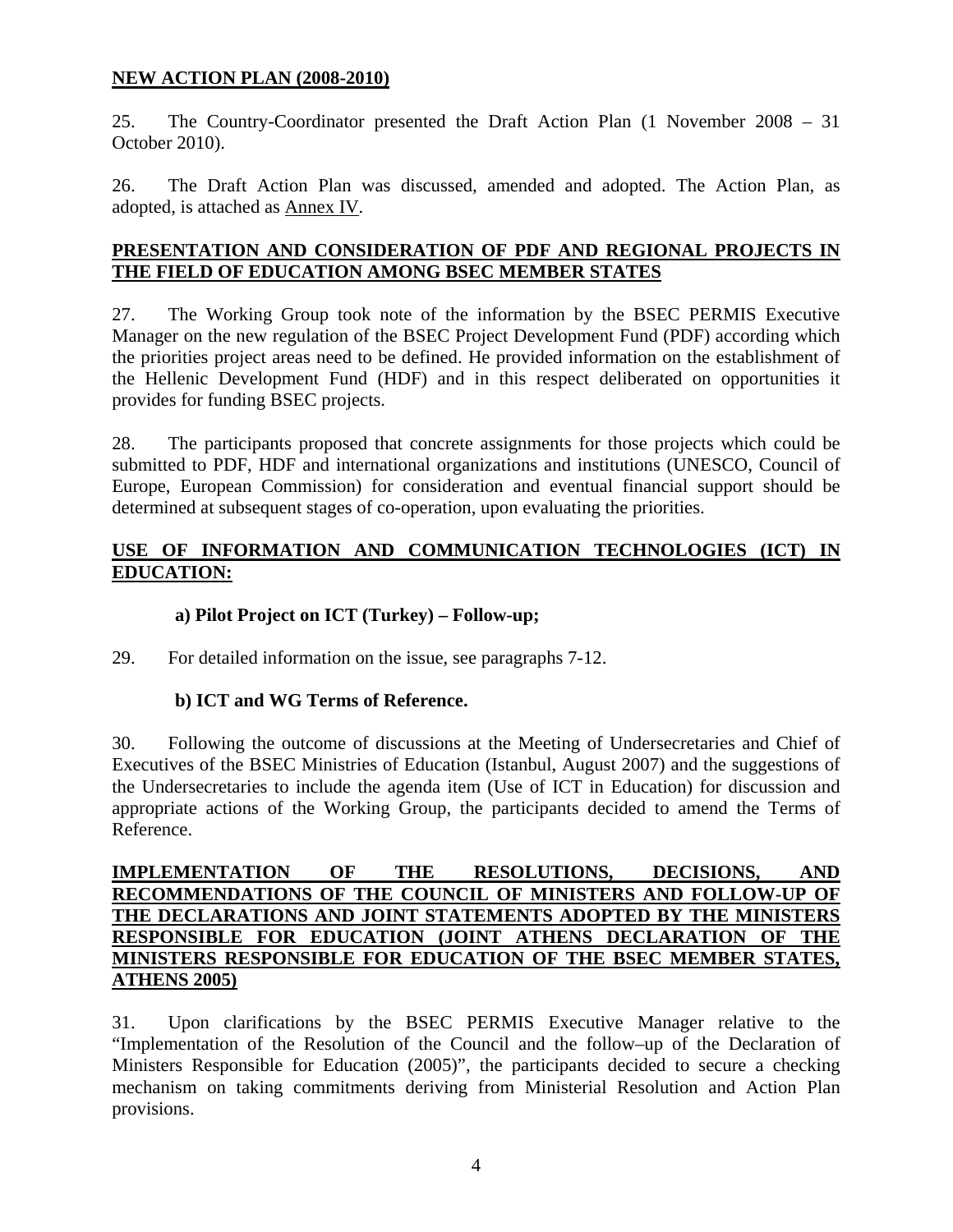**NEW ACTION PLAN (2008-2010)**

25. The Country-Coordinator presented the Draft Action Plan (1 November 2008 – 31 October 2010).

26. The Draft Action Plan was discussed, amended and adopted. The Action Plan, as adopted, is attached as Annex IV.

**PRESENTATION AND CONSIDERATION OF PDF AND REGIONAL PROJECTS IN THE FIELD OF EDUCATION AMONG BSEC MEMBER STATES**

27. The Working Group took note of the information by the BSEC PERMIS Executive Manager on the new regulation of the BSEC Project Development Fund (PDF) according which the priorities project areas need to be defined. He provided information on the establishment of the Hellenic Development Fund (HDF) and in this respect deliberated on opportunities it provides for funding BSEC projects.

28. The participants proposed that concrete assignments for those projects which could be submitted to PDF, HDF and international organizations and institutions (UNESCO, Council of Europe, European Commission) for consideration and eventual financial support should be determined at subsequent stages of co-operation, upon evaluating the priorities.

**USE OF INFORMATION AND COMMUNICATION TECHNOLOGIES (ICT) IN EDUCATION:**

**a) Pilot Project on ICT (Turkey) – Follow-up;**

29. For detailed information on the issue, see paragraphs 7-12.

**b) ICT and WG Terms of Reference.**

30. Following the outcome of discussions at the Meeting of Undersecretaries and Chief of Executives of the BSEC Ministries of Education (Istanbul, August 2007) and the suggestions of the Undersecretaries to include the agenda item (Use of ICT in Education) for discussion and appropriate actions of the Working Group, the participants decided to amend the Terms of Reference.

**IMPLEMENTATION OF THE RESOLUTIONS, DECISIONS, AND RECOMMENDATIONS OF THE COUNCIL OF MINISTERS AND FOLLOW-UP OF THE DECLARATIONS AND JOINT STATEMENTS ADOPTED BY THE MINISTERS RESPONSIBLE FOR EDUCATION (JOINT ATHENS DECLARATION OF THE MINISTERS RESPONSIBLE FOR EDUCATION OF THE BSEC MEMBER STATES, ATHENS 2005)**

31. Upon clarifications by the BSEC PERMIS Executive Manager relative to the "Implementation of the Resolution of the Council and the follow–up of the Declaration of Ministers Responsible for Education (2005)", the participants decided to secure a checking mechanism on taking commitments deriving from Ministerial Resolution and Action Plan provisions.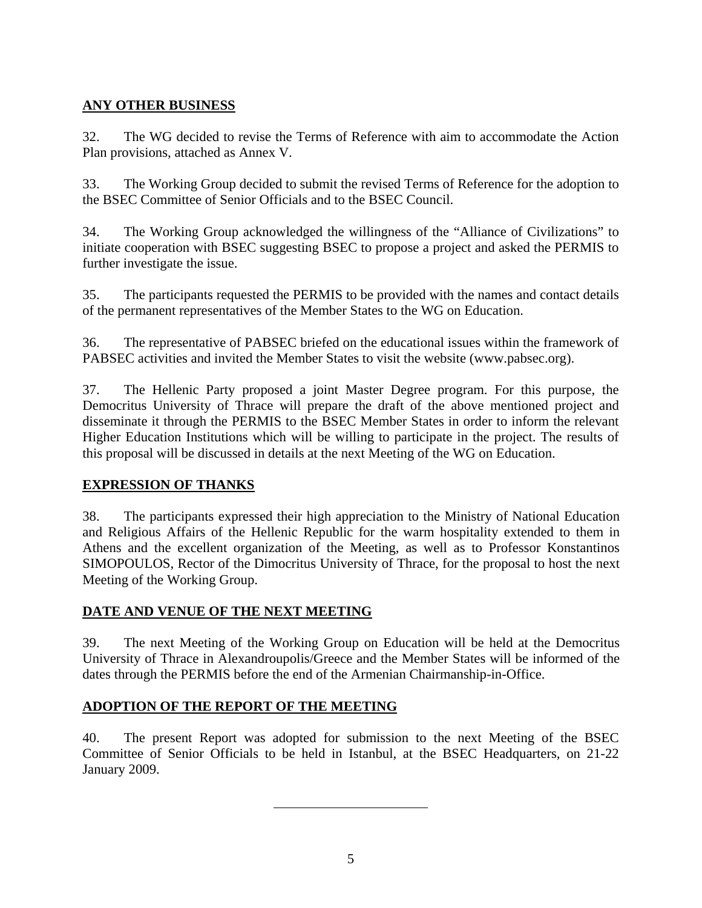## **ANY OTHER BUSINESS**

32. The WG decided to revise the Terms of Reference with aim to accommodate the Action Plan provisions, attached as Annex V.

33. The Working Group decided to submit the revised Terms of Reference for the adoption to the BSEC Committee of Senior Officials and to the BSEC Council.

34. The Working Group acknowledged the willingness of the "Alliance of Civilizations" to initiate cooperation with BSEC suggesting BSEC to propose a project and asked the PERMIS to further investigate the issue.

35. The participants requested the PERMIS to be provided with the names and contact details of the permanent representatives of the Member States to the WG on Education.

36. The representative of PABSEC briefed on the educational issues within the framework of PABSEC activities and invited the Member States to visit the website (www.pabsec.org).

37. The Hellenic Party proposed a joint Master Degree program. For this purpose, the Democritus University of Thrace will prepare the draft of the above mentioned project and disseminate it through the PERMIS to the BSEC Member States in order to inform the relevant Higher Education Institutions which will be willing to participate in the project. The results of this proposal will be discussed in details at the next Meeting of the WG on Education.

## **EXPRESSION OF THANKS**

38. The participants expressed their high appreciation to the Ministry of National Education and Religious Affairs of the Hellenic Republic for the warm hospitality extended to them in Athens and the excellent organization of the Meeting, as well as to Professor Konstantinos SIMOPOULOS, Rector of the Dimocritus University of Thrace, for the proposal to host the next Meeting of the Working Group.

## **DATE AND VENUE OF THE NEXT MEETING**

39. The next Meeting of the Working Group on Education will be held at the Democritus University of Thrace in Alexandroupolis/Greece and the Member States will be informed of the dates through the PERMIS before the end of the Armenian Chairmanship-in-Office.

## **ADOPTION OF THE REPORT OF THE MEETING**

40. The present Report was adopted for submission to the next Meeting of the BSEC Committee of Senior Officials to be held in Istanbul, at the BSEC Headquarters, on 21-22 January 2009.